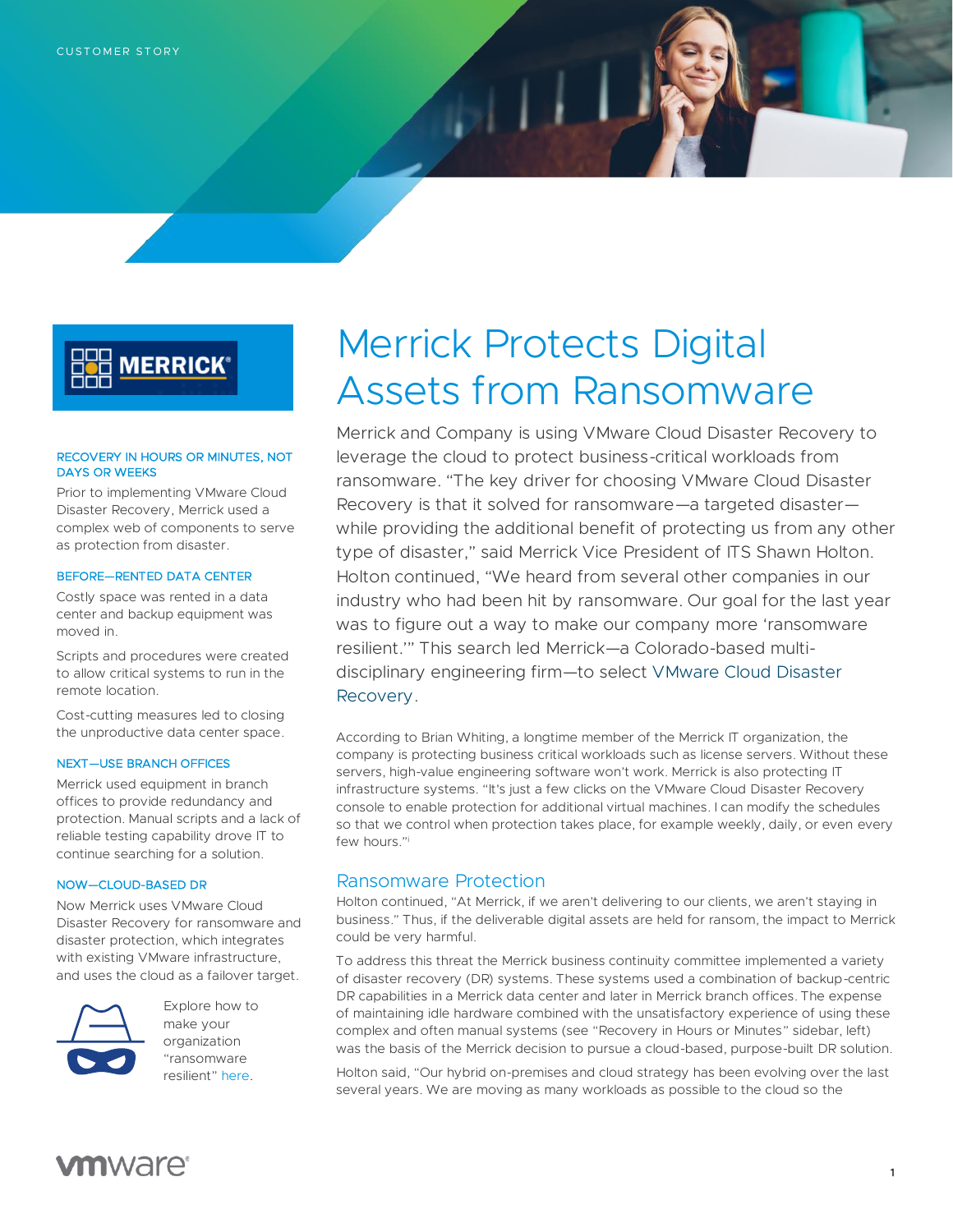CUSTOMER STORY

# Merrick Protects Digital Assets from Ransomware

Merrick and Company is using VMware Cloud Disaster Recovery to leverage the cloud to protect business-critical workloads from ransomware. "The key driver for choosing VMware Cloud Disaster Recovery is that it solved for ransomware—a targeted disaster—while providing the additional benefit of protecting us from any other type of disaster," said Merrick Vice President of ITS Shawn Holton. Holton continued, "We heard from several other companies in our industry who had been hit by ransomware. Our goal for the last year was to figure out a way to make our company more 'ransomware resilient.'" This search led Merrick—a Colorado-based multi-disciplinary engineering firm—to select VMware Cloud Disaster Recovery.

According to Brian Whiting, a longtime member of the Merrick IT organization, the company is protecting business critical workloads such as license servers. Without these servers, high-value engineering software won't work. Merrick is also protecting IT infrastructure systems. "It's just a few clicks on the VMware Cloud Disaster Recovery console to enable protection for additional virtual machines. I can modify the schedules so that we control when protection takes place, for example weekly, daily, or even every few hours."[i]

## Ransomware Protection

Holton continued, "At Merrick, if we aren't delivering to our clients, we aren't staying in business." Thus, if the deliverable digital assets are held for ransom, the impact to Merrick could be very harmful.

To address this threat the Merrick business continuity committee implemented a variety of disaster recovery (DR) systems. These systems used a combination of backup-centric DR capabilities in a Merrick data center and later in Merrick branch offices. The expense of maintaining idle hardware combined with the unsatisfactory experience of using these complex and often manual systems (see "Recovery in Hours or Minutes" sidebar, left) was the basis of the Merrick decision to pursue a cloud-based, purpose-built DR solution.

Holton said, "Our hybrid on-premises and cloud strategy has been evolving over the last several years. We are moving as many workloads as possible to the cloud so the

---

### RECOVERY IN HOURS OR MINUTES, NOT DAYS OR WEEKS

Prior to implementing VMware Cloud Disaster Recovery, Merrick used a complex web of components to serve as protection from disaster.

#### BEFORE—RENTED DATA CENTER

Costly space was rented in a data center and backup equipment was moved in.

Scripts and procedures were created to allow critical systems to run in the remote location.

Cost-cutting measures led to closing the unproductive data center space.

#### NEXT—USE BRANCH OFFICES

Merrick used equipment in branch offices to provide redundancy and protection. Manual scripts and a lack of reliable testing capability drove IT to continue searching for a solution.

#### NOW—CLOUD-BASED DR

Now Merrick uses VMware Cloud Disaster Recovery for ransomware and disaster protection, which integrates with existing VMware infrastructure, and uses the cloud as a failover target.

Explore how to make your organization "ransomware resilient" here.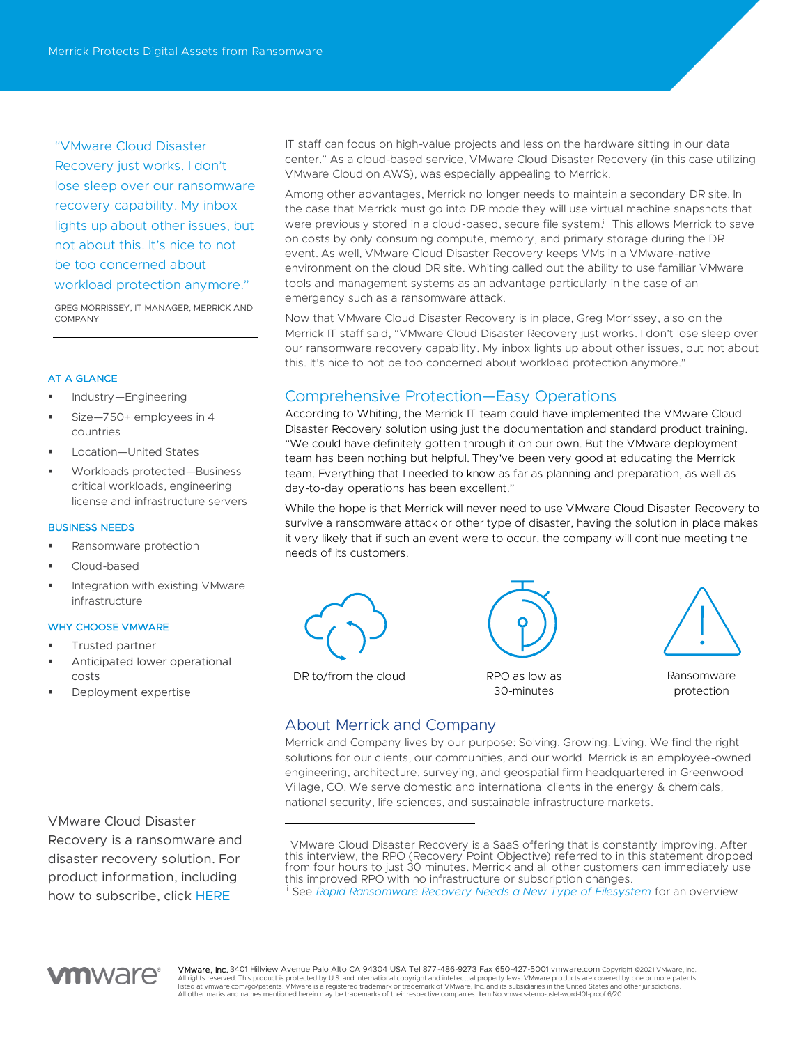"VMware Cloud Disaster Recovery just works. I don't lose sleep over our ransomware recovery capability. My inbox lights up about other issues, but not about this. It's nice to not be too concerned about workload protection anymore."

GREG MORRISSEY, IT MANAGER, MERRICK AND COMPANY

**AT A GLANCE**

- Industry—Engineering
- Size—750+ employees in 4 countries
- Location—United States
- Workloads protected—Business critical workloads, engineering license and infrastructure servers

**BUSINESS NEEDS**

- Ransomware protection
- Cloud-based
- Integration with existing VMware infrastructure

**WHY CHOOSE VMWARE**

- Trusted partner
- Anticipated lower operational costs
- Deployment expertise

IT staff can focus on high-value projects and less on the hardware sitting in our data center." As a cloud-based service, VMware Cloud Disaster Recovery (in this case utilizing VMware Cloud on AWS), was especially appealing to Merrick.

Among other advantages, Merrick no longer needs to maintain a secondary DR site. In the case that Merrick must go into DR mode they will use virtual machine snapshots that were previously stored in a cloud-based, secure file system.[ii] This allows Merrick to save on costs by only consuming compute, memory, and primary storage during the DR event. As well, VMware Cloud Disaster Recovery keeps VMs in a VMware-native environment on the cloud DR site. Whiting called out the ability to use familiar VMware tools and management systems as an advantage particularly in the case of an emergency such as a ransomware attack.

Now that VMware Cloud Disaster Recovery is in place, Greg Morrissey, also on the Merrick IT staff said, "VMware Cloud Disaster Recovery just works. I don't lose sleep over our ransomware recovery capability. My inbox lights up about other issues, but not about this. It's nice to not be too concerned about workload protection anymore."

## Comprehensive Protection—Easy Operations

According to Whiting, the Merrick IT team could have implemented the VMware Cloud Disaster Recovery solution using just the documentation and standard product training. "We could have definitely gotten through it on our own. But the VMware deployment team has been nothing but helpful. They've been very good at educating the Merrick team. Everything that I needed to know as far as planning and preparation, as well as day-to-day operations has been excellent."

While the hope is that Merrick will never need to use VMware Cloud Disaster Recovery to survive a ransomware attack or other type of disaster, having the solution in place makes it very likely that if such an event were to occur, the company will continue meeting the needs of its customers.

DR to/from the cloud

RPO as low as 30-minutes

Ransomware protection

## About Merrick and Company

Merrick and Company lives by our purpose: Solving. Growing. Living. We find the right solutions for our clients, our communities, and our world. Merrick is an employee-owned engineering, architecture, surveying, and geospatial firm headquartered in Greenwood Village, CO. We serve domestic and international clients in the energy & chemicals, national security, life sciences, and sustainable infrastructure markets.

VMware Cloud Disaster Recovery is a ransomware and disaster recovery solution. For product information, including how to subscribe, click HERE

[i] VMware Cloud Disaster Recovery is a SaaS offering that is constantly improving. After this interview, the RPO (Recovery Point Objective) referred to in this statement dropped from four hours to just 30 minutes. Merrick and all other customers can immediately use this improved RPO with no infrastructure or subscription changes.

[ii] See *Rapid Ransomware Recovery Needs a New Type of Filesystem* for an overview

VMware, Inc. 3401 Hillview Avenue Palo Alto CA 94304 USA Tel 877-486-9273 Fax 650-427-5001 vmware.com Copyright ©2021 VMware, Inc. All rights reserved. This product is protected by U.S. and international copyright and intellectual property laws. VMware products are covered by one or more patents listed at vmware.com/go/patents. VMware is a registered trademark or trademark of VMware, Inc. and its subsidiaries in the United States and other jurisdictions. All other marks and names mentioned herein may be trademarks of their respective companies. Item No: vmw-cs-temp-uslet-word-101-proof 6/20